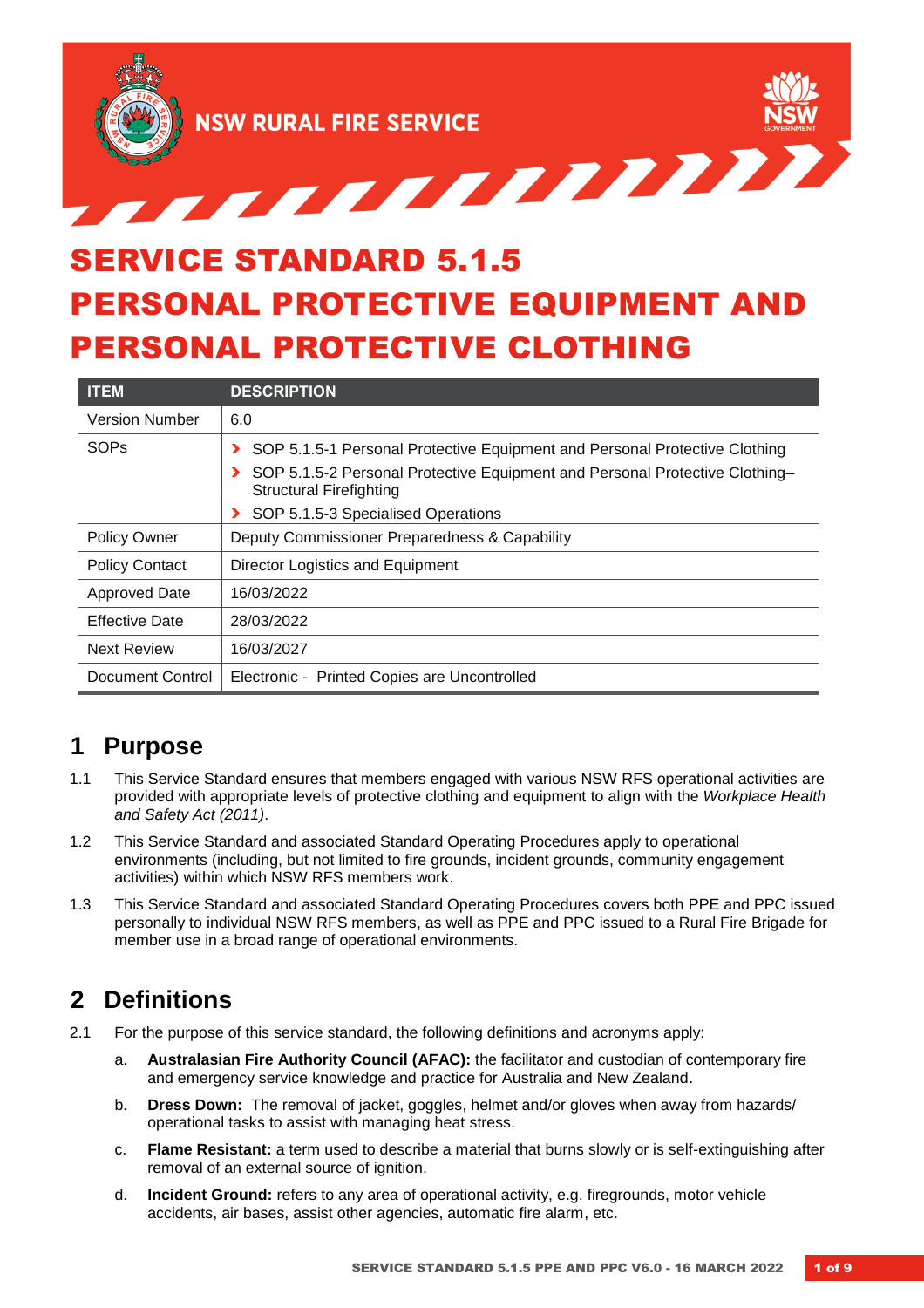NSW RURAL FIRE SERVICE

# SERVICE STANDARD 5.1.5 PERSONAL PROTECTIVE EQUIPMENT AND PERSONAL PROTECTIVE CLOTHING

| ITEM | DESCRIPTION |
|---|---|
| Version Number | 6.0 |
| SOPs | › SOP 5.1.5-1 Personal Protective Equipment and Personal Protective Clothing<br>› SOP 5.1.5-2 Personal Protective Equipment and Personal Protective Clothing– Structural Firefighting<br>› SOP 5.1.5-3 Specialised Operations |
| Policy Owner | Deputy Commissioner Preparedness & Capability |
| Policy Contact | Director Logistics and Equipment |
| Approved Date | 16/03/2022 |
| Effective Date | 28/03/2022 |
| Next Review | 16/03/2027 |
| Document Control | Electronic - Printed Copies are Uncontrolled |

## 1 Purpose

1.1 This Service Standard ensures that members engaged with various NSW RFS operational activities are provided with appropriate levels of protective clothing and equipment to align with the *Workplace Health and Safety Act (2011)*.

1.2 This Service Standard and associated Standard Operating Procedures apply to operational environments (including, but not limited to fire grounds, incident grounds, community engagement activities) within which NSW RFS members work.

1.3 This Service Standard and associated Standard Operating Procedures covers both PPE and PPC issued personally to individual NSW RFS members, as well as PPE and PPC issued to a Rural Fire Brigade for member use in a broad range of operational environments.

## 2 Definitions

2.1 For the purpose of this service standard, the following definitions and acronyms apply:

a. **Australasian Fire Authority Council (AFAC):** the facilitator and custodian of contemporary fire and emergency service knowledge and practice for Australia and New Zealand.

b. **Dress Down:** The removal of jacket, goggles, helmet and/or gloves when away from hazards/ operational tasks to assist with managing heat stress.

c. **Flame Resistant:** a term used to describe a material that burns slowly or is self-extinguishing after removal of an external source of ignition.

d. **Incident Ground:** refers to any area of operational activity, e.g. firegrounds, motor vehicle accidents, air bases, assist other agencies, automatic fire alarm, etc.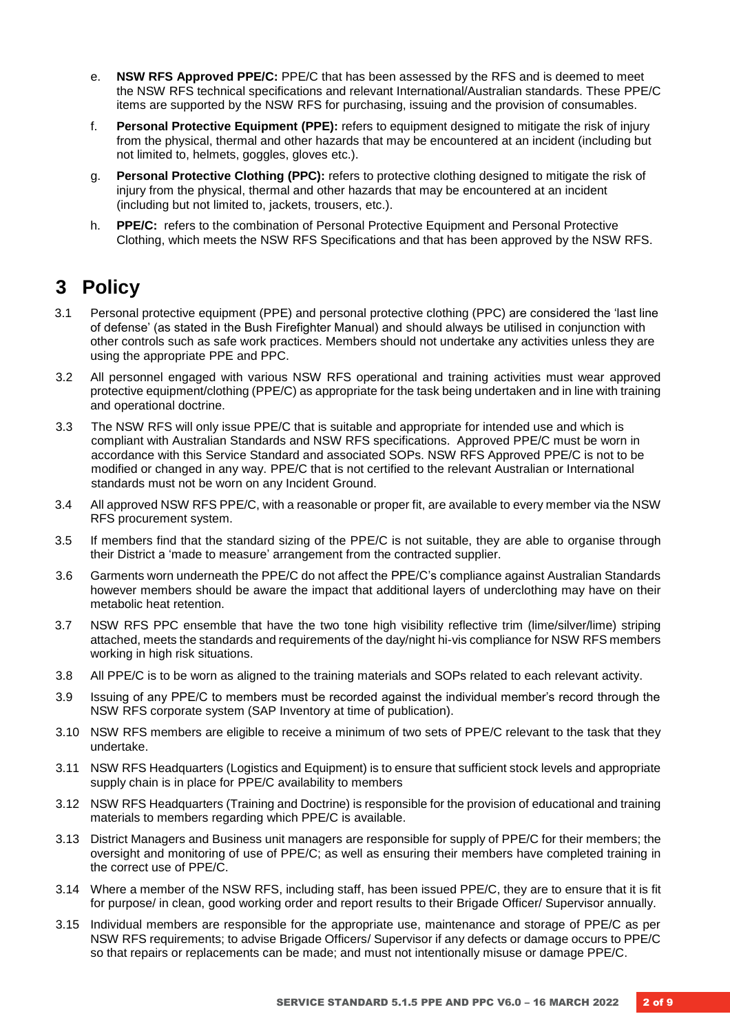e. **NSW RFS Approved PPE/C:** PPE/C that has been assessed by the RFS and is deemed to meet the NSW RFS technical specifications and relevant International/Australian standards. These PPE/C items are supported by the NSW RFS for purchasing, issuing and the provision of consumables.

f. **Personal Protective Equipment (PPE):** refers to equipment designed to mitigate the risk of injury from the physical, thermal and other hazards that may be encountered at an incident (including but not limited to, helmets, goggles, gloves etc.).

g. **Personal Protective Clothing (PPC):** refers to protective clothing designed to mitigate the risk of injury from the physical, thermal and other hazards that may be encountered at an incident (including but not limited to, jackets, trousers, etc.).

h. **PPE/C:** refers to the combination of Personal Protective Equipment and Personal Protective Clothing, which meets the NSW RFS Specifications and that has been approved by the NSW RFS.

# 3 Policy

3.1 Personal protective equipment (PPE) and personal protective clothing (PPC) are considered the 'last line of defense' (as stated in the Bush Firefighter Manual) and should always be utilised in conjunction with other controls such as safe work practices. Members should not undertake any activities unless they are using the appropriate PPE and PPC.

3.2 All personnel engaged with various NSW RFS operational and training activities must wear approved protective equipment/clothing (PPE/C) as appropriate for the task being undertaken and in line with training and operational doctrine.

3.3 The NSW RFS will only issue PPE/C that is suitable and appropriate for intended use and which is compliant with Australian Standards and NSW RFS specifications. Approved PPE/C must be worn in accordance with this Service Standard and associated SOPs. NSW RFS Approved PPE/C is not to be modified or changed in any way. PPE/C that is not certified to the relevant Australian or International standards must not be worn on any Incident Ground.

3.4 All approved NSW RFS PPE/C, with a reasonable or proper fit, are available to every member via the NSW RFS procurement system.

3.5 If members find that the standard sizing of the PPE/C is not suitable, they are able to organise through their District a 'made to measure' arrangement from the contracted supplier.

3.6 Garments worn underneath the PPE/C do not affect the PPE/C's compliance against Australian Standards however members should be aware the impact that additional layers of underclothing may have on their metabolic heat retention.

3.7 NSW RFS PPC ensemble that have the two tone high visibility reflective trim (lime/silver/lime) striping attached, meets the standards and requirements of the day/night hi-vis compliance for NSW RFS members working in high risk situations.

3.8 All PPE/C is to be worn as aligned to the training materials and SOPs related to each relevant activity.

3.9 Issuing of any PPE/C to members must be recorded against the individual member's record through the NSW RFS corporate system (SAP Inventory at time of publication).

3.10 NSW RFS members are eligible to receive a minimum of two sets of PPE/C relevant to the task that they undertake.

3.11 NSW RFS Headquarters (Logistics and Equipment) is to ensure that sufficient stock levels and appropriate supply chain is in place for PPE/C availability to members

3.12 NSW RFS Headquarters (Training and Doctrine) is responsible for the provision of educational and training materials to members regarding which PPE/C is available.

3.13 District Managers and Business unit managers are responsible for supply of PPE/C for their members; the oversight and monitoring of use of PPE/C; as well as ensuring their members have completed training in the correct use of PPE/C.

3.14 Where a member of the NSW RFS, including staff, has been issued PPE/C, they are to ensure that it is fit for purpose/ in clean, good working order and report results to their Brigade Officer/ Supervisor annually.

3.15 Individual members are responsible for the appropriate use, maintenance and storage of PPE/C as per NSW RFS requirements; to advise Brigade Officers/ Supervisor if any defects or damage occurs to PPE/C so that repairs or replacements can be made; and must not intentionally misuse or damage PPE/C.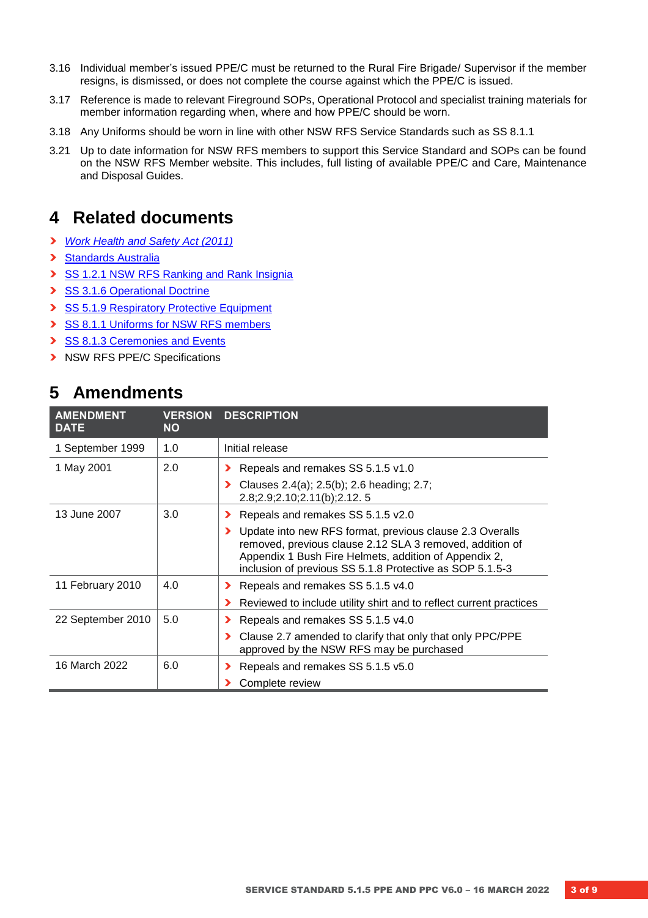3.16 Individual member's issued PPE/C must be returned to the Rural Fire Brigade/ Supervisor if the member resigns, is dismissed, or does not complete the course against which the PPE/C is issued.

3.17 Reference is made to relevant Fireground SOPs, Operational Protocol and specialist training materials for member information regarding when, where and how PPE/C should be worn.

3.18 Any Uniforms should be worn in line with other NSW RFS Service Standards such as SS 8.1.1

3.21 Up to date information for NSW RFS members to support this Service Standard and SOPs can be found on the NSW RFS Member website. This includes, full listing of available PPE/C and Care, Maintenance and Disposal Guides.

# 4 Related documents

- *Work Health and Safety Act (2011)*
- Standards Australia
- SS 1.2.1 NSW RFS Ranking and Rank Insignia
- SS 3.1.6 Operational Doctrine
- SS 5.1.9 Respiratory Protective Equipment
- SS 8.1.1 Uniforms for NSW RFS members
- SS 8.1.3 Ceremonies and Events
- NSW RFS PPE/C Specifications

# 5 Amendments

| AMENDMENT DATE | VERSION NO | DESCRIPTION |
|---|---|---|
| 1 September 1999 | 1.0 | Initial release |
| 1 May 2001 | 2.0 | - Repeals and remakes SS 5.1.5 v1.0<br>- Clauses 2.4(a); 2.5(b); 2.6 heading; 2.7; 2.8;2.9;2.10;2.11(b);2.12. 5 |
| 13 June 2007 | 3.0 | - Repeals and remakes SS 5.1.5 v2.0<br>- Update into new RFS format, previous clause 2.3 Overalls removed, previous clause 2.12 SLA 3 removed, addition of Appendix 1 Bush Fire Helmets, addition of Appendix 2, inclusion of previous SS 5.1.8 Protective as SOP 5.1.5-3 |
| 11 February 2010 | 4.0 | - Repeals and remakes SS 5.1.5 v4.0<br>- Reviewed to include utility shirt and to reflect current practices |
| 22 September 2010 | 5.0 | - Repeals and remakes SS 5.1.5 v4.0<br>- Clause 2.7 amended to clarify that only that only PPC/PPE approved by the NSW RFS may be purchased |
| 16 March 2022 | 6.0 | - Repeals and remakes SS 5.1.5 v5.0<br>- Complete review |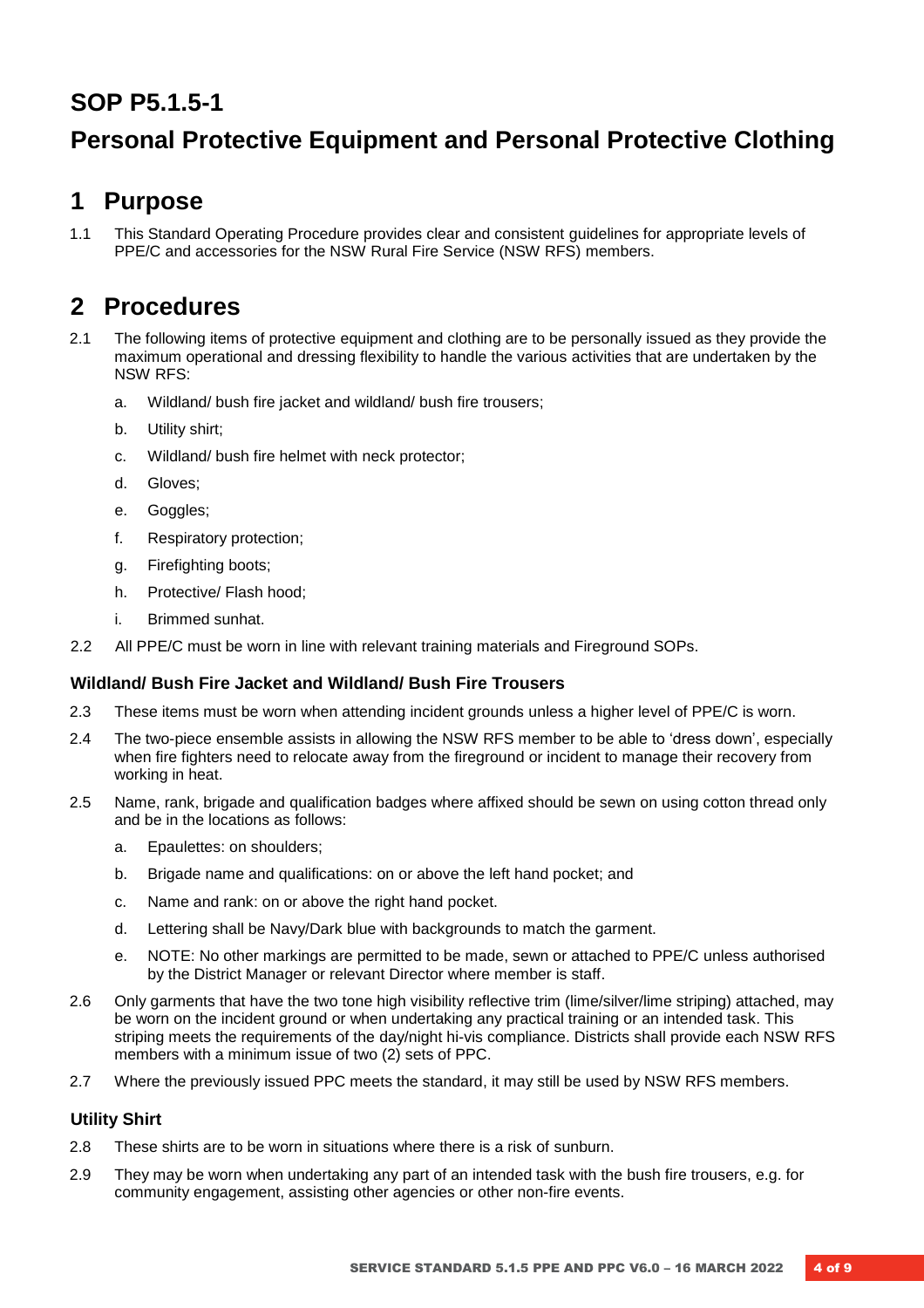# SOP P5.1.5-1

# Personal Protective Equipment and Personal Protective Clothing

## 1 Purpose

1.1 This Standard Operating Procedure provides clear and consistent guidelines for appropriate levels of PPE/C and accessories for the NSW Rural Fire Service (NSW RFS) members.

## 2 Procedures

2.1 The following items of protective equipment and clothing are to be personally issued as they provide the maximum operational and dressing flexibility to handle the various activities that are undertaken by the NSW RFS:

a. Wildland/ bush fire jacket and wildland/ bush fire trousers;

b. Utility shirt;

c. Wildland/ bush fire helmet with neck protector;

d. Gloves;

e. Goggles;

f. Respiratory protection;

g. Firefighting boots;

h. Protective/ Flash hood;

i. Brimmed sunhat.

2.2 All PPE/C must be worn in line with relevant training materials and Fireground SOPs.

### Wildland/ Bush Fire Jacket and Wildland/ Bush Fire Trousers

2.3 These items must be worn when attending incident grounds unless a higher level of PPE/C is worn.

2.4 The two-piece ensemble assists in allowing the NSW RFS member to be able to 'dress down', especially when fire fighters need to relocate away from the fireground or incident to manage their recovery from working in heat.

2.5 Name, rank, brigade and qualification badges where affixed should be sewn on using cotton thread only and be in the locations as follows:

a. Epaulettes: on shoulders;

b. Brigade name and qualifications: on or above the left hand pocket; and

c. Name and rank: on or above the right hand pocket.

d. Lettering shall be Navy/Dark blue with backgrounds to match the garment.

e. NOTE: No other markings are permitted to be made, sewn or attached to PPE/C unless authorised by the District Manager or relevant Director where member is staff.

2.6 Only garments that have the two tone high visibility reflective trim (lime/silver/lime striping) attached, may be worn on the incident ground or when undertaking any practical training or an intended task. This striping meets the requirements of the day/night hi-vis compliance. Districts shall provide each NSW RFS members with a minimum issue of two (2) sets of PPC.

2.7 Where the previously issued PPC meets the standard, it may still be used by NSW RFS members.

### Utility Shirt

2.8 These shirts are to be worn in situations where there is a risk of sunburn.

2.9 They may be worn when undertaking any part of an intended task with the bush fire trousers, e.g. for community engagement, assisting other agencies or other non-fire events.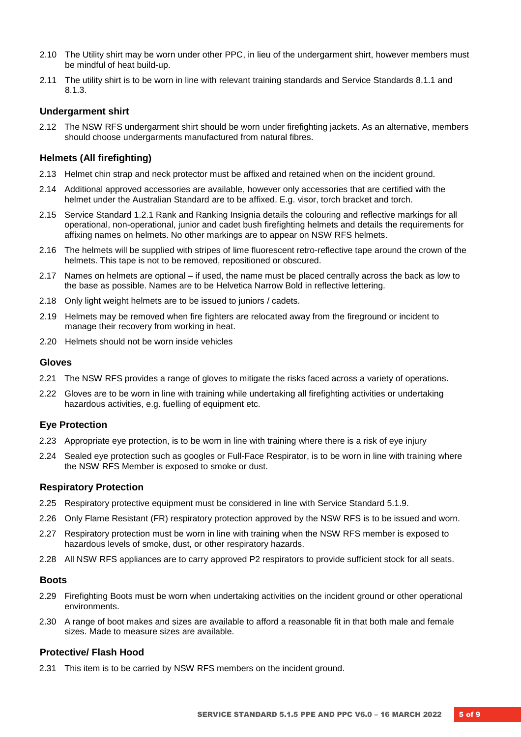2.10 The Utility shirt may be worn under other PPC, in lieu of the undergarment shirt, however members must be mindful of heat build-up.

2.11 The utility shirt is to be worn in line with relevant training standards and Service Standards 8.1.1 and 8.1.3.

### Undergarment shirt

2.12 The NSW RFS undergarment shirt should be worn under firefighting jackets. As an alternative, members should choose undergarments manufactured from natural fibres.

### Helmets (All firefighting)

2.13 Helmet chin strap and neck protector must be affixed and retained when on the incident ground.

2.14 Additional approved accessories are available, however only accessories that are certified with the helmet under the Australian Standard are to be affixed. E.g. visor, torch bracket and torch.

2.15 Service Standard 1.2.1 Rank and Ranking Insignia details the colouring and reflective markings for all operational, non-operational, junior and cadet bush firefighting helmets and details the requirements for affixing names on helmets. No other markings are to appear on NSW RFS helmets.

2.16 The helmets will be supplied with stripes of lime fluorescent retro-reflective tape around the crown of the helmets. This tape is not to be removed, repositioned or obscured.

2.17 Names on helmets are optional – if used, the name must be placed centrally across the back as low to the base as possible. Names are to be Helvetica Narrow Bold in reflective lettering.

2.18 Only light weight helmets are to be issued to juniors / cadets.

2.19 Helmets may be removed when fire fighters are relocated away from the fireground or incident to manage their recovery from working in heat.

2.20 Helmets should not be worn inside vehicles

### Gloves

2.21 The NSW RFS provides a range of gloves to mitigate the risks faced across a variety of operations.

2.22 Gloves are to be worn in line with training while undertaking all firefighting activities or undertaking hazardous activities, e.g. fuelling of equipment etc.

### Eye Protection

2.23 Appropriate eye protection, is to be worn in line with training where there is a risk of eye injury

2.24 Sealed eye protection such as googles or Full-Face Respirator, is to be worn in line with training where the NSW RFS Member is exposed to smoke or dust.

### Respiratory Protection

2.25 Respiratory protective equipment must be considered in line with Service Standard 5.1.9.

2.26 Only Flame Resistant (FR) respiratory protection approved by the NSW RFS is to be issued and worn.

2.27 Respiratory protection must be worn in line with training when the NSW RFS member is exposed to hazardous levels of smoke, dust, or other respiratory hazards.

2.28 All NSW RFS appliances are to carry approved P2 respirators to provide sufficient stock for all seats.

### Boots

2.29 Firefighting Boots must be worn when undertaking activities on the incident ground or other operational environments.

2.30 A range of boot makes and sizes are available to afford a reasonable fit in that both male and female sizes. Made to measure sizes are available.

### Protective/ Flash Hood

2.31 This item is to be carried by NSW RFS members on the incident ground.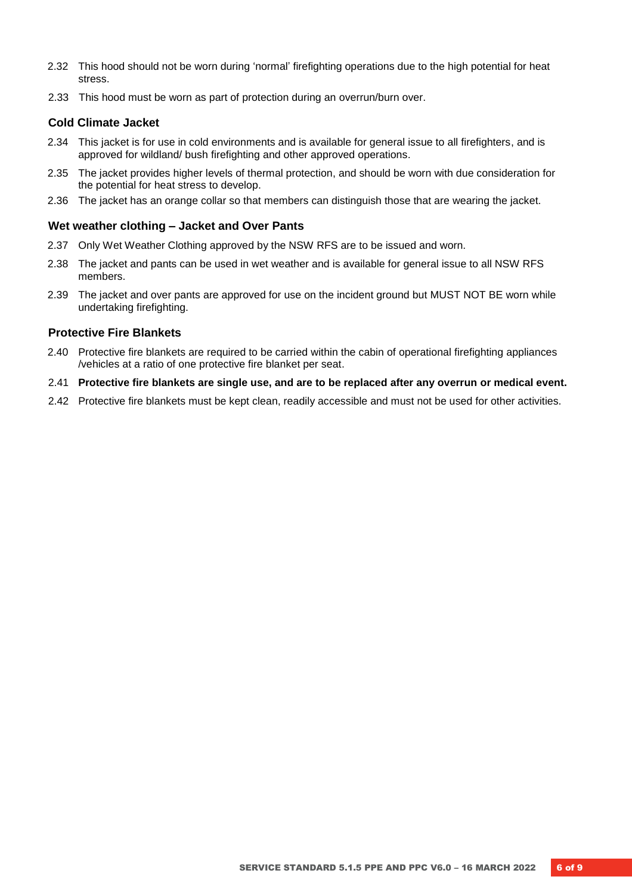2.32 This hood should not be worn during 'normal' firefighting operations due to the high potential for heat stress.

2.33 This hood must be worn as part of protection during an overrun/burn over.

### Cold Climate Jacket

2.34 This jacket is for use in cold environments and is available for general issue to all firefighters, and is approved for wildland/ bush firefighting and other approved operations.

2.35 The jacket provides higher levels of thermal protection, and should be worn with due consideration for the potential for heat stress to develop.

2.36 The jacket has an orange collar so that members can distinguish those that are wearing the jacket.

### Wet weather clothing – Jacket and Over Pants

2.37 Only Wet Weather Clothing approved by the NSW RFS are to be issued and worn.

2.38 The jacket and pants can be used in wet weather and is available for general issue to all NSW RFS members.

2.39 The jacket and over pants are approved for use on the incident ground but MUST NOT BE worn while undertaking firefighting.

### Protective Fire Blankets

2.40 Protective fire blankets are required to be carried within the cabin of operational firefighting appliances /vehicles at a ratio of one protective fire blanket per seat.

2.41 **Protective fire blankets are single use, and are to be replaced after any overrun or medical event.**

2.42 Protective fire blankets must be kept clean, readily accessible and must not be used for other activities.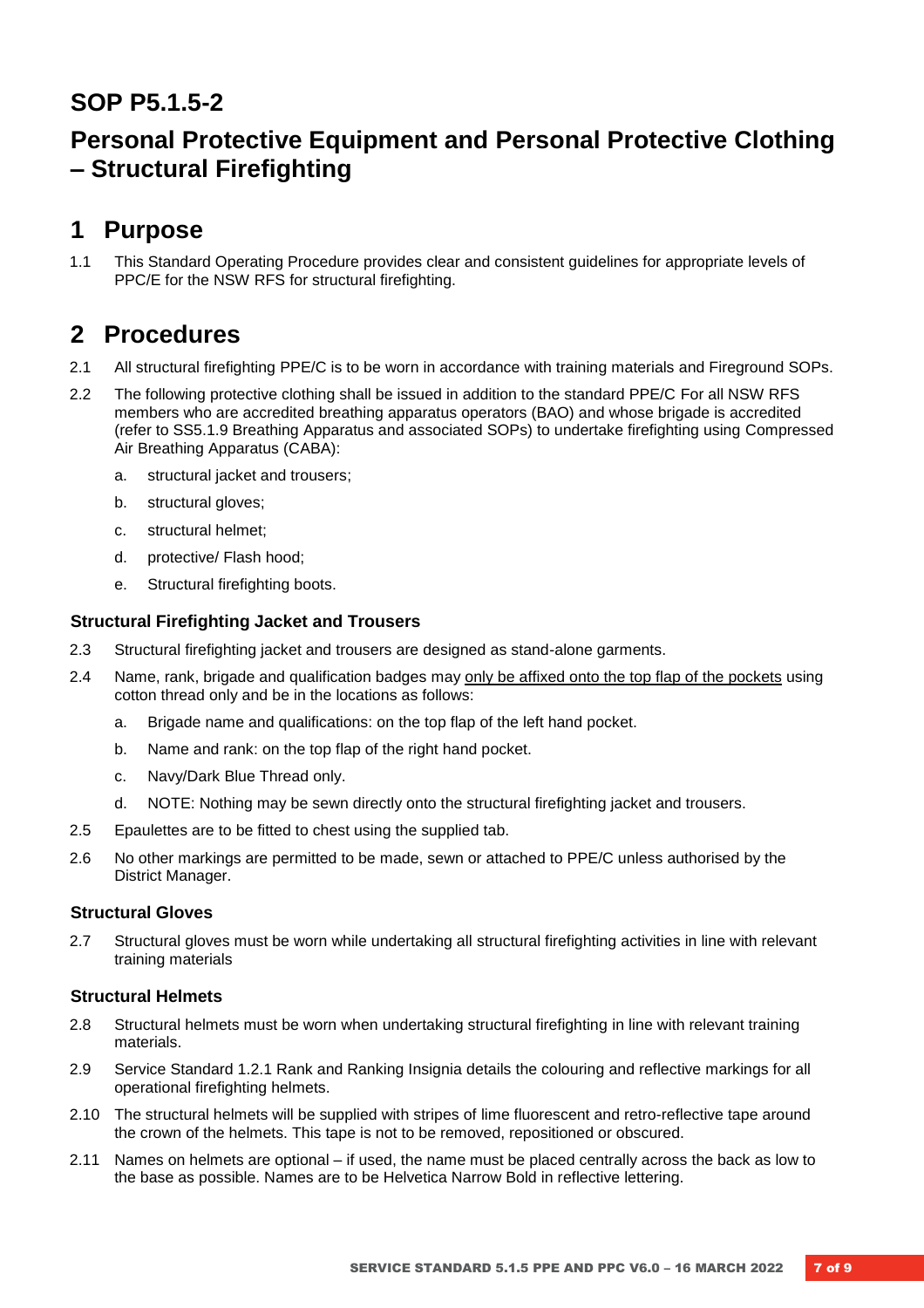# SOP P5.1.5-2

# Personal Protective Equipment and Personal Protective Clothing – Structural Firefighting

## 1 Purpose

1.1 This Standard Operating Procedure provides clear and consistent guidelines for appropriate levels of PPC/E for the NSW RFS for structural firefighting.

## 2 Procedures

2.1 All structural firefighting PPE/C is to be worn in accordance with training materials and Fireground SOPs.

2.2 The following protective clothing shall be issued in addition to the standard PPE/C For all NSW RFS members who are accredited breathing apparatus operators (BAO) and whose brigade is accredited (refer to SS5.1.9 Breathing Apparatus and associated SOPs) to undertake firefighting using Compressed Air Breathing Apparatus (CABA):

a. structural jacket and trousers;

b. structural gloves;

c. structural helmet;

d. protective/ Flash hood;

e. Structural firefighting boots.

### Structural Firefighting Jacket and Trousers

2.3 Structural firefighting jacket and trousers are designed as stand-alone garments.

2.4 Name, rank, brigade and qualification badges may <u>only be affixed onto the top flap of the pockets</u> using cotton thread only and be in the locations as follows:

a. Brigade name and qualifications: on the top flap of the left hand pocket.

b. Name and rank: on the top flap of the right hand pocket.

c. Navy/Dark Blue Thread only.

d. NOTE: Nothing may be sewn directly onto the structural firefighting jacket and trousers.

2.5 Epaulettes are to be fitted to chest using the supplied tab.

2.6 No other markings are permitted to be made, sewn or attached to PPE/C unless authorised by the District Manager.

### Structural Gloves

2.7 Structural gloves must be worn while undertaking all structural firefighting activities in line with relevant training materials

### Structural Helmets

2.8 Structural helmets must be worn when undertaking structural firefighting in line with relevant training materials.

2.9 Service Standard 1.2.1 Rank and Ranking Insignia details the colouring and reflective markings for all operational firefighting helmets.

2.10 The structural helmets will be supplied with stripes of lime fluorescent and retro-reflective tape around the crown of the helmets. This tape is not to be removed, repositioned or obscured.

2.11 Names on helmets are optional – if used, the name must be placed centrally across the back as low to the base as possible. Names are to be Helvetica Narrow Bold in reflective lettering.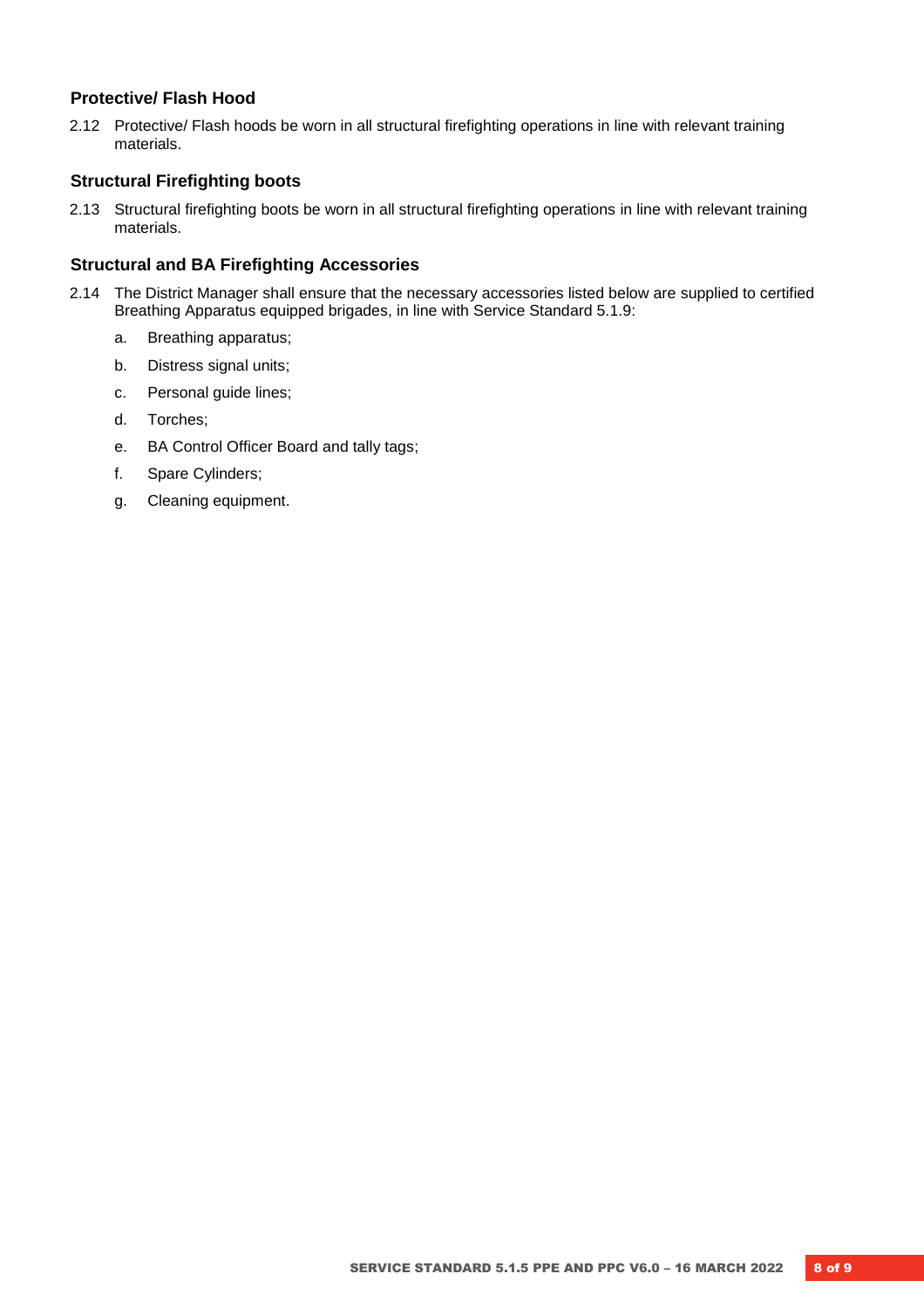### Protective/ Flash Hood

2.12 Protective/ Flash hoods be worn in all structural firefighting operations in line with relevant training materials.

### Structural Firefighting boots

2.13 Structural firefighting boots be worn in all structural firefighting operations in line with relevant training materials.

### Structural and BA Firefighting Accessories

2.14 The District Manager shall ensure that the necessary accessories listed below are supplied to certified Breathing Apparatus equipped brigades, in line with Service Standard 5.1.9:

a. Breathing apparatus;

b. Distress signal units;

c. Personal guide lines;

d. Torches;

e. BA Control Officer Board and tally tags;

f. Spare Cylinders;

g. Cleaning equipment.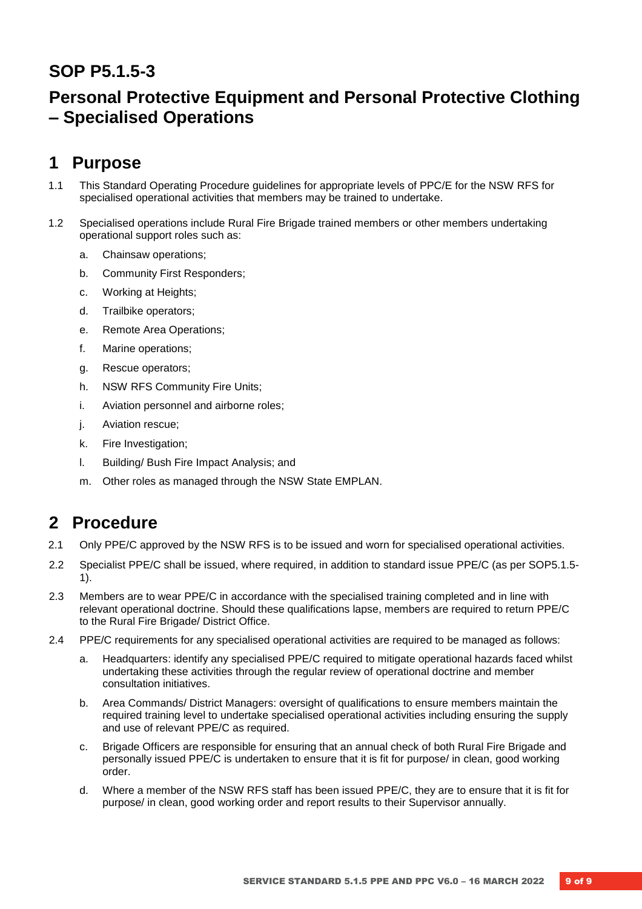# SOP P5.1.5-3

# Personal Protective Equipment and Personal Protective Clothing – Specialised Operations

## 1 Purpose

1.1 This Standard Operating Procedure guidelines for appropriate levels of PPC/E for the NSW RFS for specialised operational activities that members may be trained to undertake.

1.2 Specialised operations include Rural Fire Brigade trained members or other members undertaking operational support roles such as:

a. Chainsaw operations;

b. Community First Responders;

c. Working at Heights;

d. Trailbike operators;

e. Remote Area Operations;

f. Marine operations;

g. Rescue operators;

h. NSW RFS Community Fire Units;

i. Aviation personnel and airborne roles;

j. Aviation rescue;

k. Fire Investigation;

l. Building/ Bush Fire Impact Analysis; and

m. Other roles as managed through the NSW State EMPLAN.

## 2 Procedure

2.1 Only PPE/C approved by the NSW RFS is to be issued and worn for specialised operational activities.

2.2 Specialist PPE/C shall be issued, where required, in addition to standard issue PPE/C (as per SOP5.1.5-1).

2.3 Members are to wear PPE/C in accordance with the specialised training completed and in line with relevant operational doctrine. Should these qualifications lapse, members are required to return PPE/C to the Rural Fire Brigade/ District Office.

2.4 PPE/C requirements for any specialised operational activities are required to be managed as follows:

a. Headquarters: identify any specialised PPE/C required to mitigate operational hazards faced whilst undertaking these activities through the regular review of operational doctrine and member consultation initiatives.

b. Area Commands/ District Managers: oversight of qualifications to ensure members maintain the required training level to undertake specialised operational activities including ensuring the supply and use of relevant PPE/C as required.

c. Brigade Officers are responsible for ensuring that an annual check of both Rural Fire Brigade and personally issued PPE/C is undertaken to ensure that it is fit for purpose/ in clean, good working order.

d. Where a member of the NSW RFS staff has been issued PPE/C, they are to ensure that it is fit for purpose/ in clean, good working order and report results to their Supervisor annually.